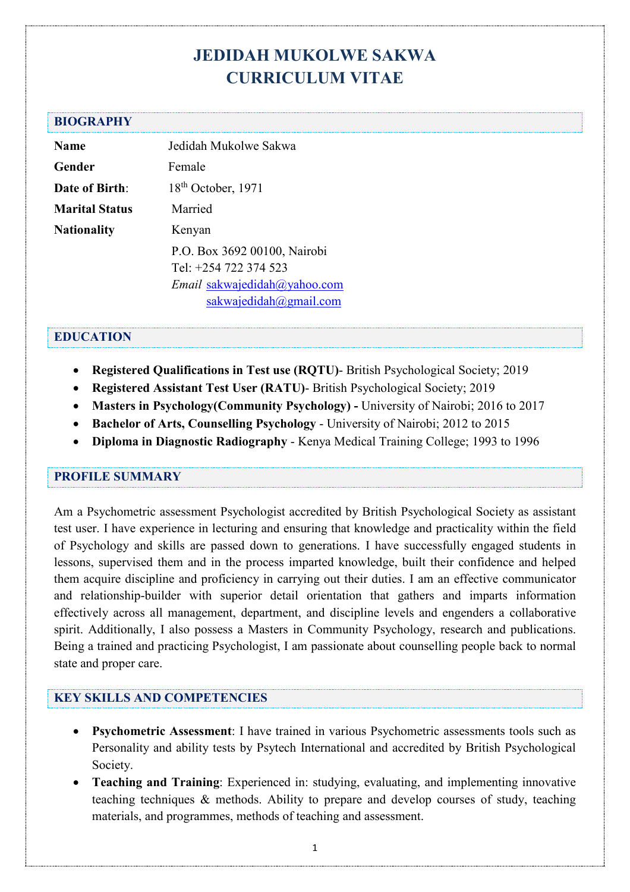# JEDIDAH MUKOLWE SAKWA
# CURRICULUM VITAE

## BIOGRAPHY

| | |
|---|---|
| **Name** | Jedidah Mukolwe Sakwa |
| **Gender** | Female |
| **Date of Birth**: | 18th October, 1971 |
| **Marital Status** | Married |
| **Nationality** | Kenyan |
| | P.O. Box 3692 00100, Nairobi |
| | Tel: +254 722 374 523 |
| | *Email* sakwajedidah@yahoo.com |
| | sakwajedidah@gmail.com |

## EDUCATION

- **Registered Qualifications in Test use (RQTU)**- British Psychological Society; 2019
- **Registered Assistant Test User (RATU)**- British Psychological Society; 2019
- **Masters in Psychology(Community Psychology) -** University of Nairobi; 2016 to 2017
- **Bachelor of Arts, Counselling Psychology** - University of Nairobi; 2012 to 2015
- **Diploma in Diagnostic Radiography** - Kenya Medical Training College; 1993 to 1996

## PROFILE SUMMARY

Am a Psychometric assessment Psychologist accredited by British Psychological Society as assistant test user. I have experience in lecturing and ensuring that knowledge and practicality within the field of Psychology and skills are passed down to generations. I have successfully engaged students in lessons, supervised them and in the process imparted knowledge, built their confidence and helped them acquire discipline and proficiency in carrying out their duties. I am an effective communicator and relationship-builder with superior detail orientation that gathers and imparts information effectively across all management, department, and discipline levels and engenders a collaborative spirit. Additionally, I also possess a Masters in Community Psychology, research and publications. Being a trained and practicing Psychologist, I am passionate about counselling people back to normal state and proper care.

## KEY SKILLS AND COMPETENCIES

- **Psychometric Assessment**: I have trained in various Psychometric assessments tools such as Personality and ability tests by Psytech International and accredited by British Psychological Society.
- **Teaching and Training**: Experienced in: studying, evaluating, and implementing innovative teaching techniques & methods. Ability to prepare and develop courses of study, teaching materials, and programmes, methods of teaching and assessment.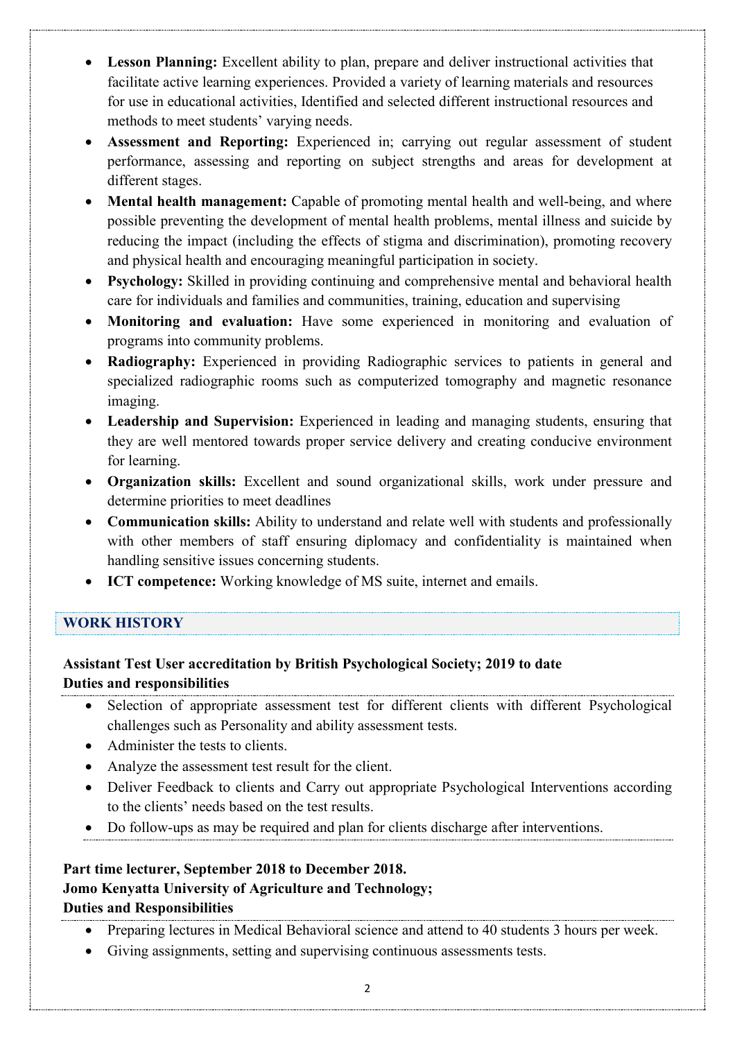- **Lesson Planning:** Excellent ability to plan, prepare and deliver instructional activities that facilitate active learning experiences. Provided a variety of learning materials and resources for use in educational activities, Identified and selected different instructional resources and methods to meet students' varying needs.
- **Assessment and Reporting:** Experienced in; carrying out regular assessment of student performance, assessing and reporting on subject strengths and areas for development at different stages.
- **Mental health management:** Capable of promoting mental health and well-being, and where possible preventing the development of mental health problems, mental illness and suicide by reducing the impact (including the effects of stigma and discrimination), promoting recovery and physical health and encouraging meaningful participation in society.
- **Psychology:** Skilled in providing continuing and comprehensive mental and behavioral health care for individuals and families and communities, training, education and supervising
- **Monitoring and evaluation:** Have some experienced in monitoring and evaluation of programs into community problems.
- **Radiography:** Experienced in providing Radiographic services to patients in general and specialized radiographic rooms such as computerized tomography and magnetic resonance imaging.
- **Leadership and Supervision:** Experienced in leading and managing students, ensuring that they are well mentored towards proper service delivery and creating conducive environment for learning.
- **Organization skills:** Excellent and sound organizational skills, work under pressure and determine priorities to meet deadlines
- **Communication skills:** Ability to understand and relate well with students and professionally with other members of staff ensuring diplomacy and confidentiality is maintained when handling sensitive issues concerning students.
- **ICT competence:** Working knowledge of MS suite, internet and emails.

## WORK HISTORY

**Assistant Test User accreditation by British Psychological Society; 2019 to date**
**Duties and responsibilities**

- Selection of appropriate assessment test for different clients with different Psychological challenges such as Personality and ability assessment tests.
- Administer the tests to clients.
- Analyze the assessment test result for the client.
- Deliver Feedback to clients and Carry out appropriate Psychological Interventions according to the clients' needs based on the test results.
- Do follow-ups as may be required and plan for clients discharge after interventions.

**Part time lecturer, September 2018 to December 2018.**
**Jomo Kenyatta University of Agriculture and Technology;**
**Duties and Responsibilities**

- Preparing lectures in Medical Behavioral science and attend to 40 students 3 hours per week.
- Giving assignments, setting and supervising continuous assessments tests.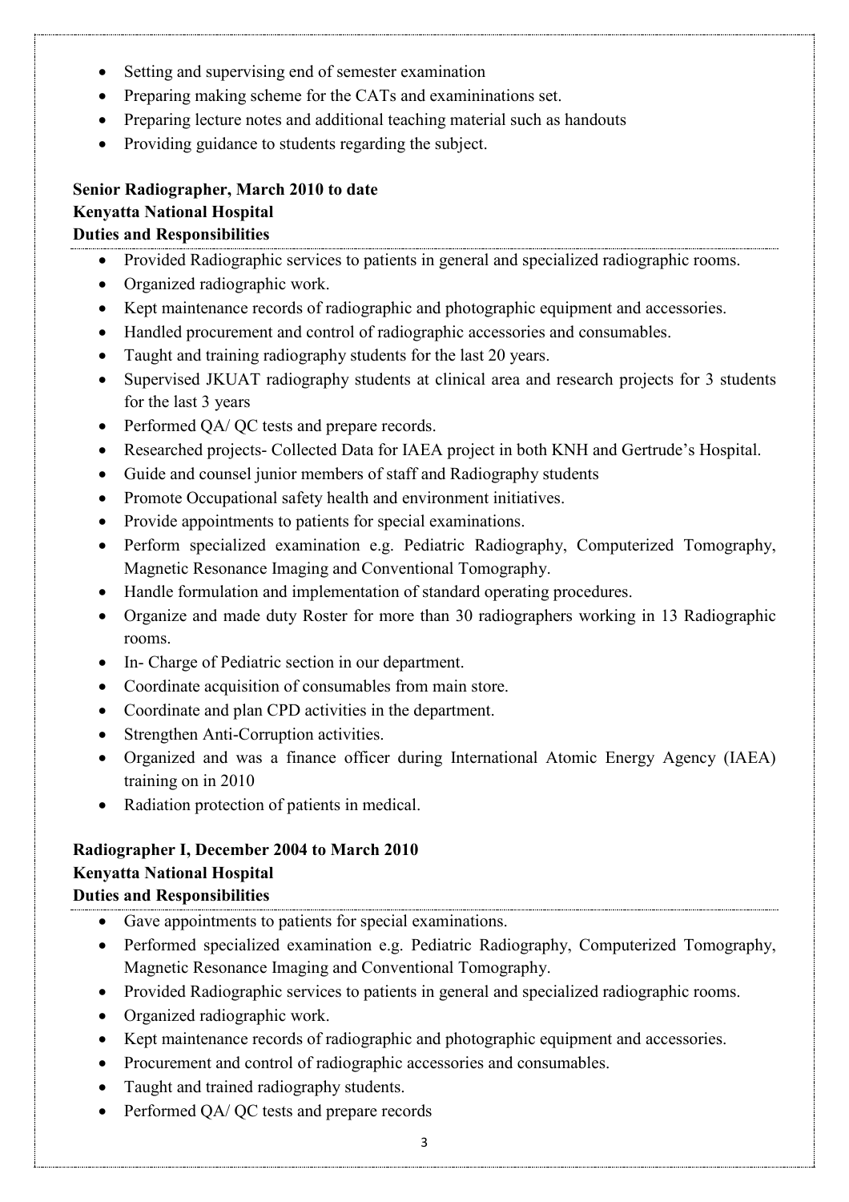- Setting and supervising end of semester examination
- Preparing making scheme for the CATs and examininations set.
- Preparing lecture notes and additional teaching material such as handouts
- Providing guidance to students regarding the subject.

**Senior Radiographer, March 2010 to date**
**Kenyatta National Hospital**
**Duties and Responsibilities**

- Provided Radiographic services to patients in general and specialized radiographic rooms.
- Organized radiographic work.
- Kept maintenance records of radiographic and photographic equipment and accessories.
- Handled procurement and control of radiographic accessories and consumables.
- Taught and training radiography students for the last 20 years.
- Supervised JKUAT radiography students at clinical area and research projects for 3 students for the last 3 years
- Performed QA/ QC tests and prepare records.
- Researched projects- Collected Data for IAEA project in both KNH and Gertrude's Hospital.
- Guide and counsel junior members of staff and Radiography students
- Promote Occupational safety health and environment initiatives.
- Provide appointments to patients for special examinations.
- Perform specialized examination e.g. Pediatric Radiography, Computerized Tomography, Magnetic Resonance Imaging and Conventional Tomography.
- Handle formulation and implementation of standard operating procedures.
- Organize and made duty Roster for more than 30 radiographers working in 13 Radiographic rooms.
- In- Charge of Pediatric section in our department.
- Coordinate acquisition of consumables from main store.
- Coordinate and plan CPD activities in the department.
- Strengthen Anti-Corruption activities.
- Organized and was a finance officer during International Atomic Energy Agency (IAEA) training on in 2010
- Radiation protection of patients in medical.

**Radiographer I, December 2004 to March 2010**
**Kenyatta National Hospital**
**Duties and Responsibilities**

- Gave appointments to patients for special examinations.
- Performed specialized examination e.g. Pediatric Radiography, Computerized Tomography, Magnetic Resonance Imaging and Conventional Tomography.
- Provided Radiographic services to patients in general and specialized radiographic rooms.
- Organized radiographic work.
- Kept maintenance records of radiographic and photographic equipment and accessories.
- Procurement and control of radiographic accessories and consumables.
- Taught and trained radiography students.
- Performed QA/ QC tests and prepare records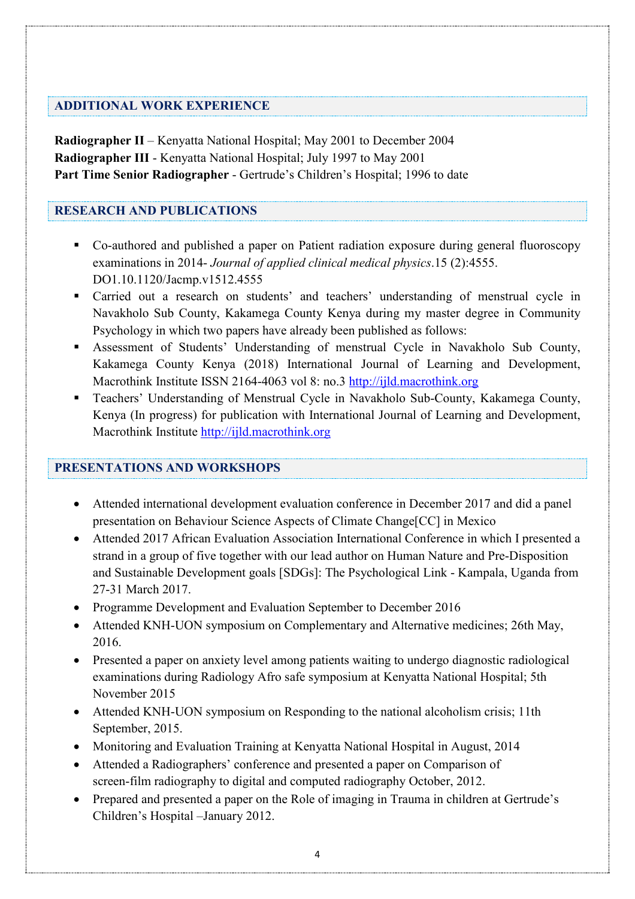## ADDITIONAL WORK EXPERIENCE

**Radiographer II** – Kenyatta National Hospital; May 2001 to December 2004
**Radiographer III** - Kenyatta National Hospital; July 1997 to May 2001
**Part Time Senior Radiographer** - Gertrude's Children's Hospital; 1996 to date

## RESEARCH AND PUBLICATIONS

- Co-authored and published a paper on Patient radiation exposure during general fluoroscopy examinations in 2014- *Journal of applied clinical medical physics*.15 (2):4555. DO1.10.1120/Jacmp.v1512.4555
- Carried out a research on students' and teachers' understanding of menstrual cycle in Navakholo Sub County, Kakamega County Kenya during my master degree in Community Psychology in which two papers have already been published as follows:
- Assessment of Students' Understanding of menstrual Cycle in Navakholo Sub County, Kakamega County Kenya (2018) International Journal of Learning and Development, Macrothink Institute ISSN 2164-4063 vol 8: no.3 http://ijld.macrothink.org
- Teachers' Understanding of Menstrual Cycle in Navakholo Sub-County, Kakamega County, Kenya (In progress) for publication with International Journal of Learning and Development, Macrothink Institute http://ijld.macrothink.org

## PRESENTATIONS AND WORKSHOPS

- Attended international development evaluation conference in December 2017 and did a panel presentation on Behaviour Science Aspects of Climate Change[CC] in Mexico
- Attended 2017 African Evaluation Association International Conference in which I presented a strand in a group of five together with our lead author on Human Nature and Pre-Disposition and Sustainable Development goals [SDGs]: The Psychological Link - Kampala, Uganda from 27-31 March 2017.
- Programme Development and Evaluation September to December 2016
- Attended KNH-UON symposium on Complementary and Alternative medicines; 26th May, 2016.
- Presented a paper on anxiety level among patients waiting to undergo diagnostic radiological examinations during Radiology Afro safe symposium at Kenyatta National Hospital; 5th November 2015
- Attended KNH-UON symposium on Responding to the national alcoholism crisis; 11th September, 2015.
- Monitoring and Evaluation Training at Kenyatta National Hospital in August, 2014
- Attended a Radiographers' conference and presented a paper on Comparison of screen-film radiography to digital and computed radiography October, 2012.
- Prepared and presented a paper on the Role of imaging in Trauma in children at Gertrude's Children's Hospital –January 2012.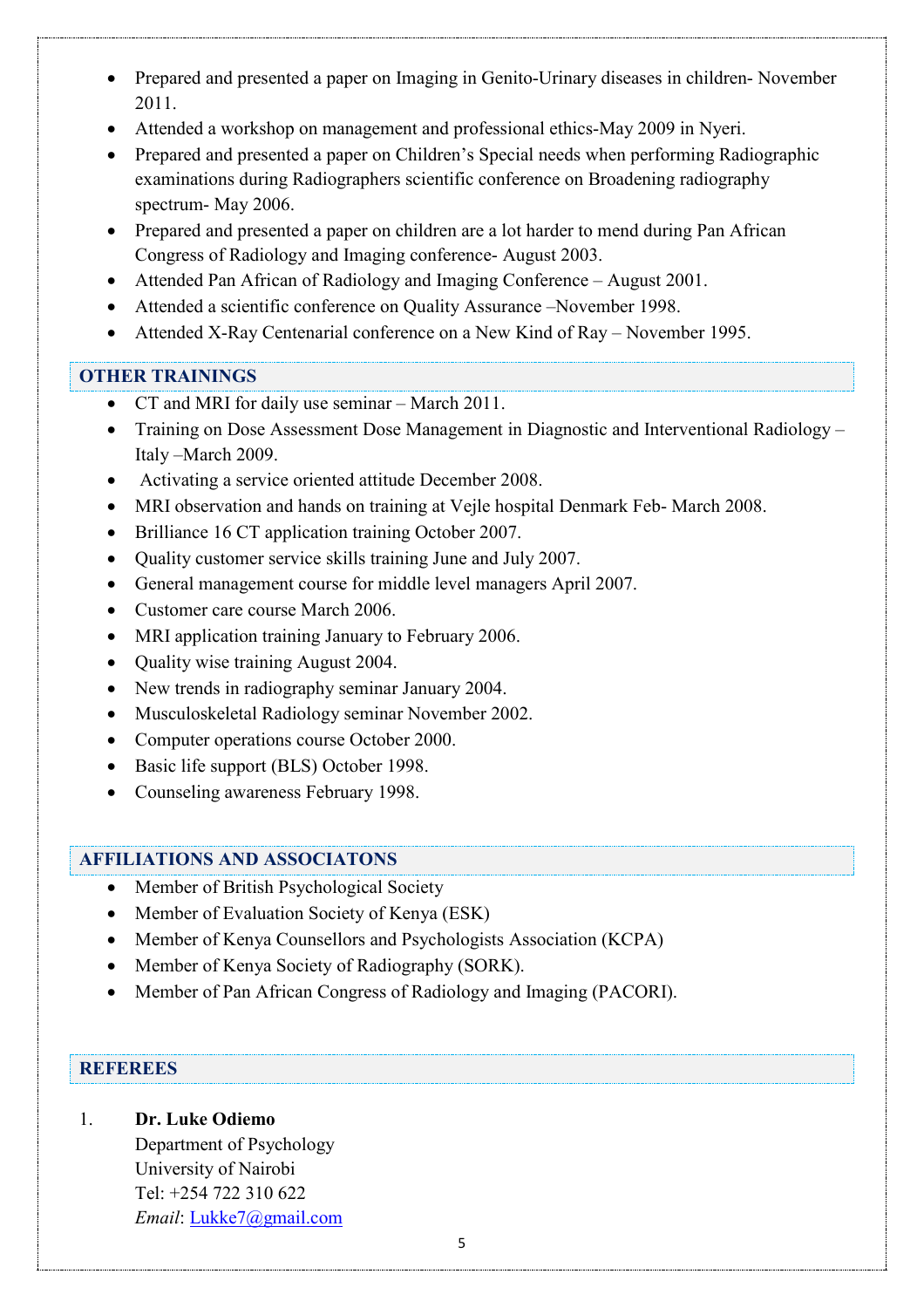- Prepared and presented a paper on Imaging in Genito-Urinary diseases in children- November 2011.
- Attended a workshop on management and professional ethics-May 2009 in Nyeri.
- Prepared and presented a paper on Children's Special needs when performing Radiographic examinations during Radiographers scientific conference on Broadening radiography spectrum- May 2006.
- Prepared and presented a paper on children are a lot harder to mend during Pan African Congress of Radiology and Imaging conference- August 2003.
- Attended Pan African of Radiology and Imaging Conference – August 2001.
- Attended a scientific conference on Quality Assurance –November 1998.
- Attended X-Ray Centenarial conference on a New Kind of Ray – November 1995.

## OTHER TRAININGS

- CT and MRI for daily use seminar – March 2011.
- Training on Dose Assessment Dose Management in Diagnostic and Interventional Radiology – Italy –March 2009.
- Activating a service oriented attitude December 2008.
- MRI observation and hands on training at Vejle hospital Denmark Feb- March 2008.
- Brilliance 16 CT application training October 2007.
- Quality customer service skills training June and July 2007.
- General management course for middle level managers April 2007.
- Customer care course March 2006.
- MRI application training January to February 2006.
- Quality wise training August 2004.
- New trends in radiography seminar January 2004.
- Musculoskeletal Radiology seminar November 2002.
- Computer operations course October 2000.
- Basic life support (BLS) October 1998.
- Counseling awareness February 1998.

## AFFILIATIONS AND ASSOCIATONS

- Member of British Psychological Society
- Member of Evaluation Society of Kenya (ESK)
- Member of Kenya Counsellors and Psychologists Association (KCPA)
- Member of Kenya Society of Radiography (SORK).
- Member of Pan African Congress of Radiology and Imaging (PACORI).

## REFEREES

1. **Dr. Luke Odiemo**
   Department of Psychology
   University of Nairobi
   Tel: +254 722 310 622
   *Email*: Lukke7@gmail.com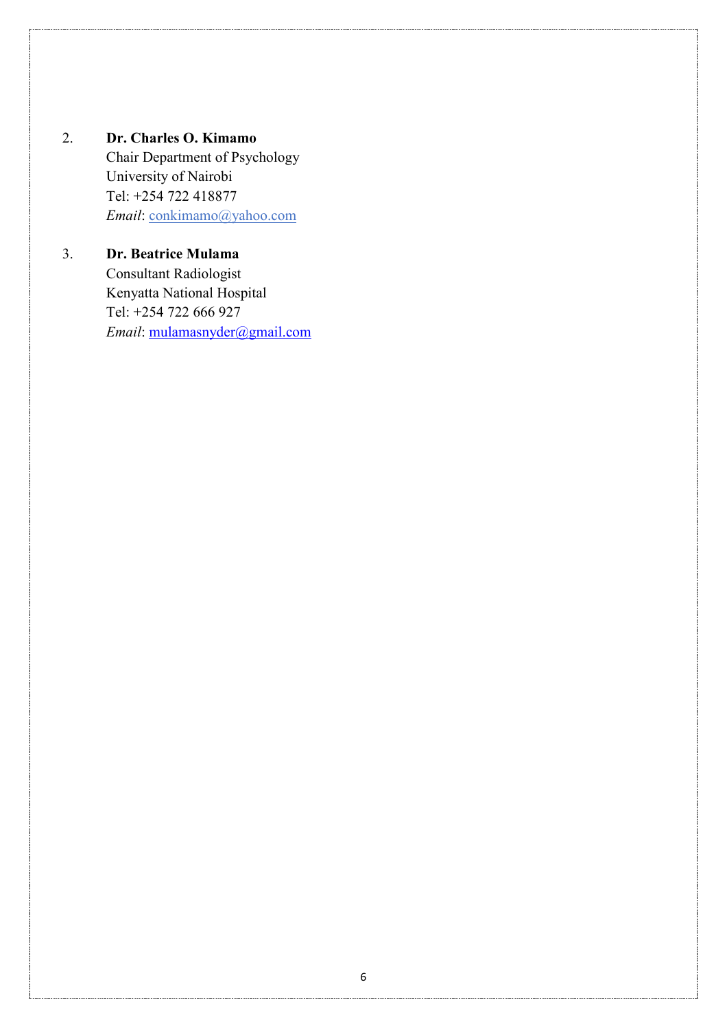2. **Dr. Charles O. Kimamo**
   Chair Department of Psychology
   University of Nairobi
   Tel: +254 722 418877
   *Email*: conkimamo@yahoo.com

3. **Dr. Beatrice Mulama**
   Consultant Radiologist
   Kenyatta National Hospital
   Tel: +254 722 666 927
   *Email*: mulamasnyder@gmail.com